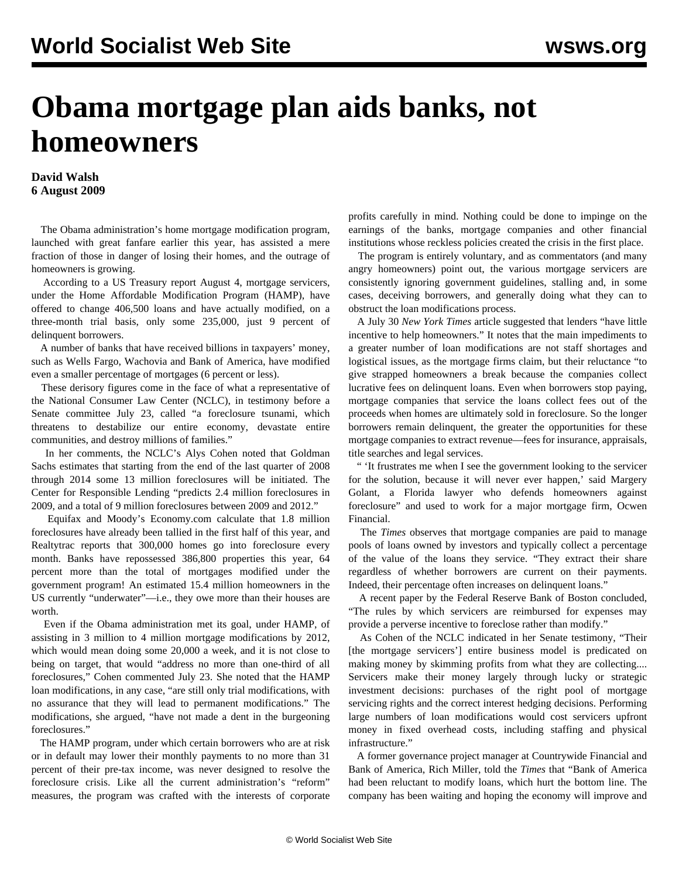# Obama mortgage plan aids banks, not homeowners

**David Walsh**
**6 August 2009**

The Obama administration's home mortgage modification program, launched with great fanfare earlier this year, has assisted a mere fraction of those in danger of losing their homes, and the outrage of homeowners is growing.

According to a US Treasury report August 4, mortgage servicers, under the Home Affordable Modification Program (HAMP), have offered to change 406,500 loans and have actually modified, on a three-month trial basis, only some 235,000, just 9 percent of delinquent borrowers.

A number of banks that have received billions in taxpayers' money, such as Wells Fargo, Wachovia and Bank of America, have modified even a smaller percentage of mortgages (6 percent or less).

These derisory figures come in the face of what a representative of the National Consumer Law Center (NCLC), in testimony before a Senate committee July 23, called "a foreclosure tsunami, which threatens to destabilize our entire economy, devastate entire communities, and destroy millions of families."

In her comments, the NCLC's Alys Cohen noted that Goldman Sachs estimates that starting from the end of the last quarter of 2008 through 2014 some 13 million foreclosures will be initiated. The Center for Responsible Lending "predicts 2.4 million foreclosures in 2009, and a total of 9 million foreclosures between 2009 and 2012."

Equifax and Moody's Economy.com calculate that 1.8 million foreclosures have already been tallied in the first half of this year, and Realtytrac reports that 300,000 homes go into foreclosure every month. Banks have repossessed 386,800 properties this year, 64 percent more than the total of mortgages modified under the government program! An estimated 15.4 million homeowners in the US currently "underwater"—i.e., they owe more than their houses are worth.

Even if the Obama administration met its goal, under HAMP, of assisting in 3 million to 4 million mortgage modifications by 2012, which would mean doing some 20,000 a week, and it is not close to being on target, that would "address no more than one-third of all foreclosures," Cohen commented July 23. She noted that the HAMP loan modifications, in any case, "are still only trial modifications, with no assurance that they will lead to permanent modifications." The modifications, she argued, "have not made a dent in the burgeoning foreclosures."

The HAMP program, under which certain borrowers who are at risk or in default may lower their monthly payments to no more than 31 percent of their pre-tax income, was never designed to resolve the foreclosure crisis. Like all the current administration's "reform" measures, the program was crafted with the interests of corporate profits carefully in mind. Nothing could be done to impinge on the earnings of the banks, mortgage companies and other financial institutions whose reckless policies created the crisis in the first place.

The program is entirely voluntary, and as commentators (and many angry homeowners) point out, the various mortgage servicers are consistently ignoring government guidelines, stalling and, in some cases, deceiving borrowers, and generally doing what they can to obstruct the loan modifications process.

A July 30 *New York Times* article suggested that lenders "have little incentive to help homeowners." It notes that the main impediments to a greater number of loan modifications are not staff shortages and logistical issues, as the mortgage firms claim, but their reluctance "to give strapped homeowners a break because the companies collect lucrative fees on delinquent loans. Even when borrowers stop paying, mortgage companies that service the loans collect fees out of the proceeds when homes are ultimately sold in foreclosure. So the longer borrowers remain delinquent, the greater the opportunities for these mortgage companies to extract revenue—fees for insurance, appraisals, title searches and legal services.

" 'It frustrates me when I see the government looking to the servicer for the solution, because it will never ever happen,' said Margery Golant, a Florida lawyer who defends homeowners against foreclosure" and used to work for a major mortgage firm, Ocwen Financial.

The *Times* observes that mortgage companies are paid to manage pools of loans owned by investors and typically collect a percentage of the value of the loans they service. "They extract their share regardless of whether borrowers are current on their payments. Indeed, their percentage often increases on delinquent loans."

A recent paper by the Federal Reserve Bank of Boston concluded, "The rules by which servicers are reimbursed for expenses may provide a perverse incentive to foreclose rather than modify."

As Cohen of the NCLC indicated in her Senate testimony, "Their [the mortgage servicers'] entire business model is predicated on making money by skimming profits from what they are collecting.... Servicers make their money largely through lucky or strategic investment decisions: purchases of the right pool of mortgage servicing rights and the correct interest hedging decisions. Performing large numbers of loan modifications would cost servicers upfront money in fixed overhead costs, including staffing and physical infrastructure."

A former governance project manager at Countrywide Financial and Bank of America, Rich Miller, told the *Times* that "Bank of America had been reluctant to modify loans, which hurt the bottom line. The company has been waiting and hoping the economy will improve and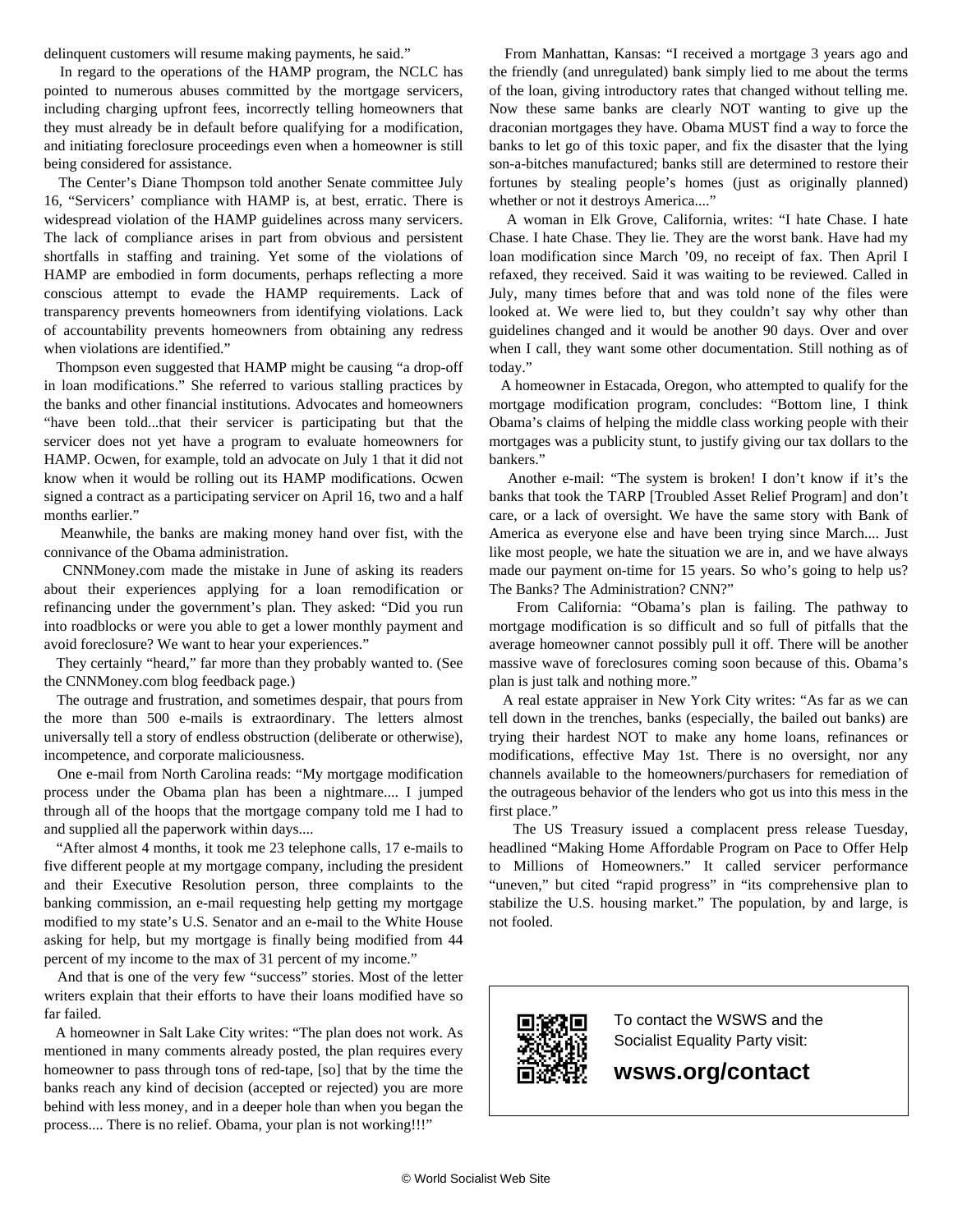delinquent customers will resume making payments, he said."

In regard to the operations of the HAMP program, the NCLC has pointed to numerous abuses committed by the mortgage servicers, including charging upfront fees, incorrectly telling homeowners that they must already be in default before qualifying for a modification, and initiating foreclosure proceedings even when a homeowner is still being considered for assistance.

The Center's Diane Thompson told another Senate committee July 16, "Servicers' compliance with HAMP is, at best, erratic. There is widespread violation of the HAMP guidelines across many servicers. The lack of compliance arises in part from obvious and persistent shortfalls in staffing and training. Yet some of the violations of HAMP are embodied in form documents, perhaps reflecting a more conscious attempt to evade the HAMP requirements. Lack of transparency prevents homeowners from identifying violations. Lack of accountability prevents homeowners from obtaining any redress when violations are identified."

Thompson even suggested that HAMP might be causing "a drop-off in loan modifications." She referred to various stalling practices by the banks and other financial institutions. Advocates and homeowners "have been told...that their servicer is participating but that the servicer does not yet have a program to evaluate homeowners for HAMP. Ocwen, for example, told an advocate on July 1 that it did not know when it would be rolling out its HAMP modifications. Ocwen signed a contract as a participating servicer on April 16, two and a half months earlier."

Meanwhile, the banks are making money hand over fist, with the connivance of the Obama administration.

CNNMoney.com made the mistake in June of asking its readers about their experiences applying for a loan remodification or refinancing under the government's plan. They asked: "Did you run into roadblocks or were you able to get a lower monthly payment and avoid foreclosure? We want to hear your experiences."

They certainly "heard," far more than they probably wanted to. (See the CNNMoney.com blog feedback page.)

The outrage and frustration, and sometimes despair, that pours from the more than 500 e-mails is extraordinary. The letters almost universally tell a story of endless obstruction (deliberate or otherwise), incompetence, and corporate maliciousness.

One e-mail from North Carolina reads: "My mortgage modification process under the Obama plan has been a nightmare.... I jumped through all of the hoops that the mortgage company told me I had to and supplied all the paperwork within days....

"After almost 4 months, it took me 23 telephone calls, 17 e-mails to five different people at my mortgage company, including the president and their Executive Resolution person, three complaints to the banking commission, an e-mail requesting help getting my mortgage modified to my state's U.S. Senator and an e-mail to the White House asking for help, but my mortgage is finally being modified from 44 percent of my income to the max of 31 percent of my income."

And that is one of the very few "success" stories. Most of the letter writers explain that their efforts to have their loans modified have so far failed.

A homeowner in Salt Lake City writes: "The plan does not work. As mentioned in many comments already posted, the plan requires every homeowner to pass through tons of red-tape, [so] that by the time the banks reach any kind of decision (accepted or rejected) you are more behind with less money, and in a deeper hole than when you began the process.... There is no relief. Obama, your plan is not working!!!"

From Manhattan, Kansas: "I received a mortgage 3 years ago and the friendly (and unregulated) bank simply lied to me about the terms of the loan, giving introductory rates that changed without telling me. Now these same banks are clearly NOT wanting to give up the draconian mortgages they have. Obama MUST find a way to force the banks to let go of this toxic paper, and fix the disaster that the lying son-a-bitches manufactured; banks still are determined to restore their fortunes by stealing people's homes (just as originally planned) whether or not it destroys America...."

A woman in Elk Grove, California, writes: "I hate Chase. I hate Chase. I hate Chase. They lie. They are the worst bank. Have had my loan modification since March '09, no receipt of fax. Then April I refaxed, they received. Said it was waiting to be reviewed. Called in July, many times before that and was told none of the files were looked at. We were lied to, but they couldn't say why other than guidelines changed and it would be another 90 days. Over and over when I call, they want some other documentation. Still nothing as of today."

A homeowner in Estacada, Oregon, who attempted to qualify for the mortgage modification program, concludes: "Bottom line, I think Obama's claims of helping the middle class working people with their mortgages was a publicity stunt, to justify giving our tax dollars to the bankers."

Another e-mail: "The system is broken! I don't know if it's the banks that took the TARP [Troubled Asset Relief Program] and don't care, or a lack of oversight. We have the same story with Bank of America as everyone else and have been trying since March.... Just like most people, we hate the situation we are in, and we have always made our payment on-time for 15 years. So who's going to help us? The Banks? The Administration? CNN?"

From California: "Obama's plan is failing. The pathway to mortgage modification is so difficult and so full of pitfalls that the average homeowner cannot possibly pull it off. There will be another massive wave of foreclosures coming soon because of this. Obama's plan is just talk and nothing more."

A real estate appraiser in New York City writes: "As far as we can tell down in the trenches, banks (especially, the bailed out banks) are trying their hardest NOT to make any home loans, refinances or modifications, effective May 1st. There is no oversight, nor any channels available to the homeowners/purchasers for remediation of the outrageous behavior of the lenders who got us into this mess in the first place."

The US Treasury issued a complacent press release Tuesday, headlined "Making Home Affordable Program on Pace to Offer Help to Millions of Homeowners." It called servicer performance "uneven," but cited "rapid progress" in "its comprehensive plan to stabilize the U.S. housing market." The population, by and large, is not fooled.

To contact the WSWS and the Socialist Equality Party visit:

**wsws.org/contact**